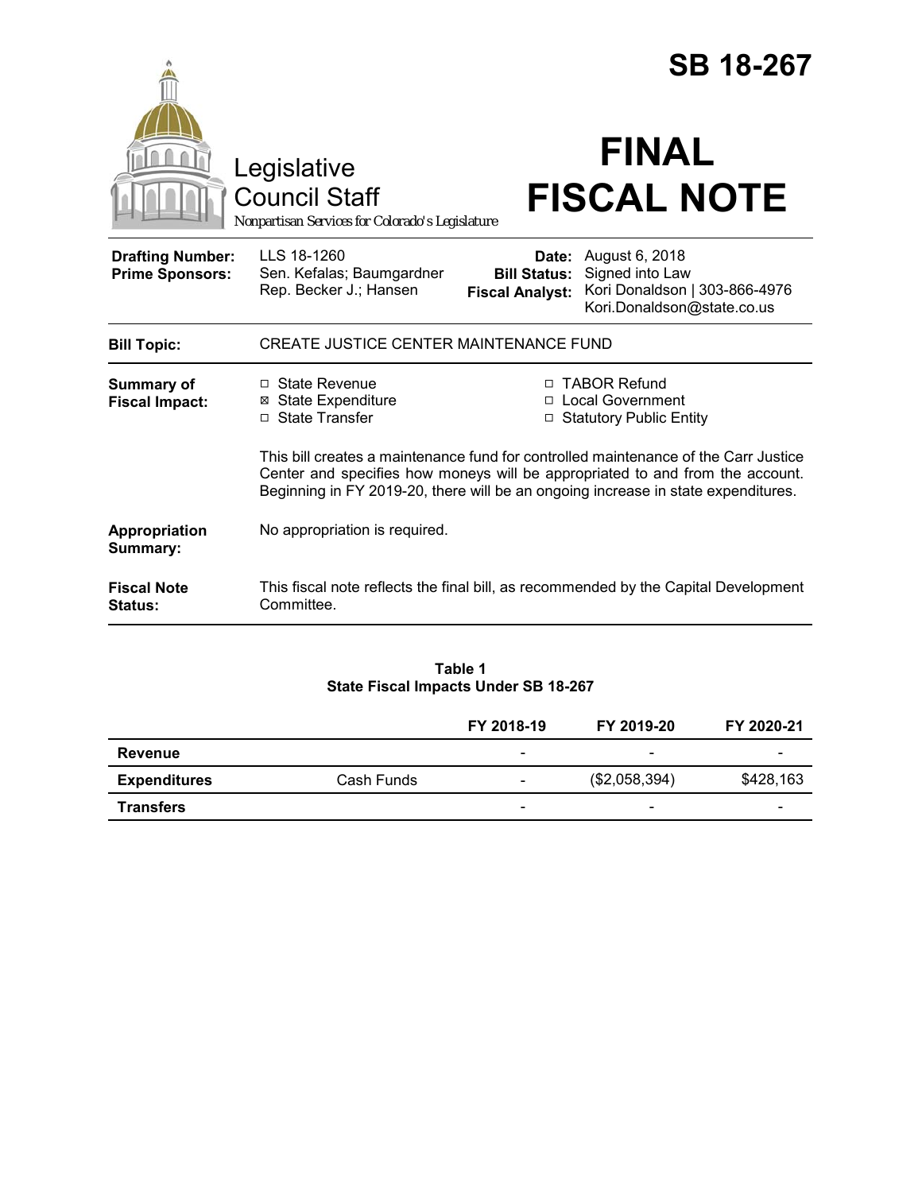# SB 18-267

Legislative Council Staff

*Nonpartisan Services for Colorado's Legislature*

# FINAL FISCAL NOTE

| | | | |
|---|---|---|---|
| **Drafting Number:** | LLS 18-1260 | **Date:** | August 6, 2018 |
| **Prime Sponsors:** | Sen. Kefalas; Baumgardner<br>Rep. Becker J.; Hansen | **Bill Status:** | Signed into Law |
| | | **Fiscal Analyst:** | Kori Donaldson \| 303-866-4976<br>Kori.Donaldson@state.co.us |

**Bill Topic:** CREATE JUSTICE CENTER MAINTENANCE FUND

**Summary of Fiscal Impact:**

- ☐ State Revenue
- ☒ State Expenditure
- ☐ State Transfer
- ☐ TABOR Refund
- ☐ Local Government
- ☐ Statutory Public Entity

This bill creates a maintenance fund for controlled maintenance of the Carr Justice Center and specifies how moneys will be appropriated to and from the account. Beginning in FY 2019-20, there will be an ongoing increase in state expenditures.

**Appropriation Summary:** No appropriation is required.

**Fiscal Note Status:** This fiscal note reflects the final bill, as recommended by the Capital Development Committee.

**Table 1**
**State Fiscal Impacts Under SB 18-267**

| | | FY 2018-19 | FY 2019-20 | FY 2020-21 |
|---|---|---|---|---|
| **Revenue** | | - | - | - |
| **Expenditures** | Cash Funds | - | ($2,058,394) | $428,163 |
| **Transfers** | | - | - | - |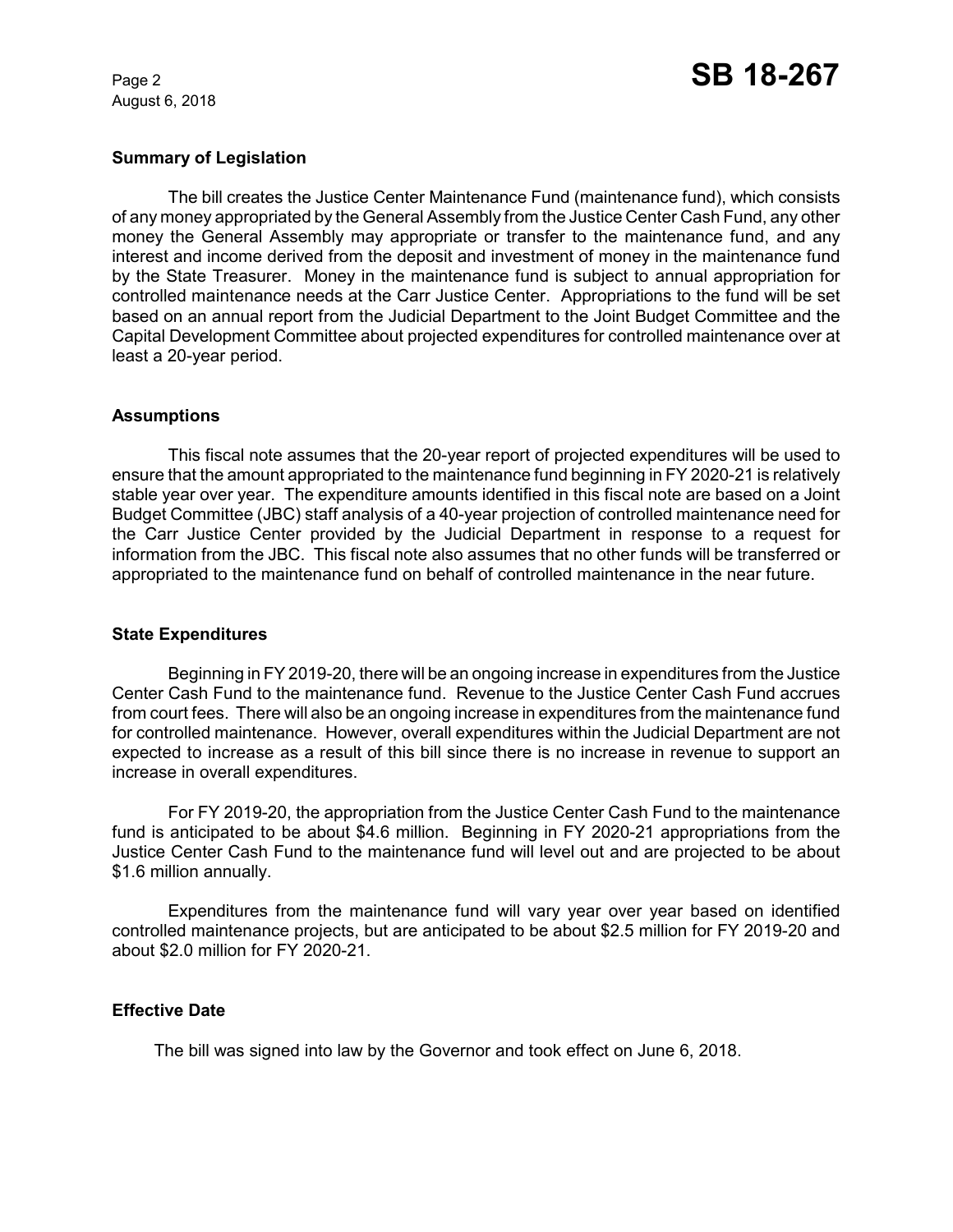## Summary of Legislation

The bill creates the Justice Center Maintenance Fund (maintenance fund), which consists of any money appropriated by the General Assembly from the Justice Center Cash Fund, any other money the General Assembly may appropriate or transfer to the maintenance fund, and any interest and income derived from the deposit and investment of money in the maintenance fund by the State Treasurer. Money in the maintenance fund is subject to annual appropriation for controlled maintenance needs at the Carr Justice Center. Appropriations to the fund will be set based on an annual report from the Judicial Department to the Joint Budget Committee and the Capital Development Committee about projected expenditures for controlled maintenance over at least a 20-year period.

## Assumptions

This fiscal note assumes that the 20-year report of projected expenditures will be used to ensure that the amount appropriated to the maintenance fund beginning in FY 2020-21 is relatively stable year over year. The expenditure amounts identified in this fiscal note are based on a Joint Budget Committee (JBC) staff analysis of a 40-year projection of controlled maintenance need for the Carr Justice Center provided by the Judicial Department in response to a request for information from the JBC. This fiscal note also assumes that no other funds will be transferred or appropriated to the maintenance fund on behalf of controlled maintenance in the near future.

## State Expenditures

Beginning in FY 2019-20, there will be an ongoing increase in expenditures from the Justice Center Cash Fund to the maintenance fund. Revenue to the Justice Center Cash Fund accrues from court fees. There will also be an ongoing increase in expenditures from the maintenance fund for controlled maintenance. However, overall expenditures within the Judicial Department are not expected to increase as a result of this bill since there is no increase in revenue to support an increase in overall expenditures.

For FY 2019-20, the appropriation from the Justice Center Cash Fund to the maintenance fund is anticipated to be about $4.6 million. Beginning in FY 2020-21 appropriations from the Justice Center Cash Fund to the maintenance fund will level out and are projected to be about $1.6 million annually.

Expenditures from the maintenance fund will vary year over year based on identified controlled maintenance projects, but are anticipated to be about $2.5 million for FY 2019-20 and about $2.0 million for FY 2020-21.

## Effective Date

The bill was signed into law by the Governor and took effect on June 6, 2018.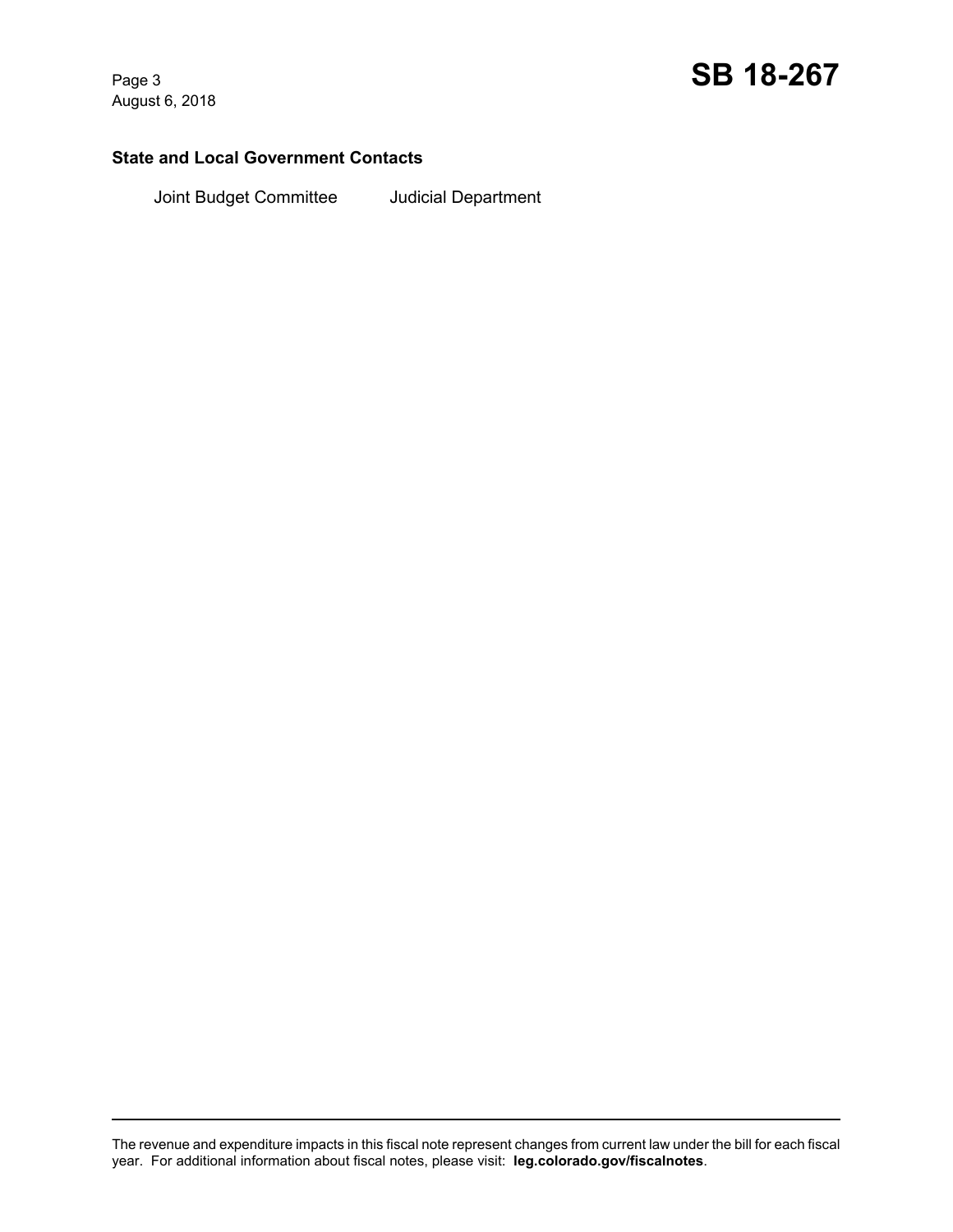### State and Local Government Contacts

Joint Budget Committee    Judicial Department

---

The revenue and expenditure impacts in this fiscal note represent changes from current law under the bill for each fiscal year. For additional information about fiscal notes, please visit: **leg.colorado.gov/fiscalnotes**.